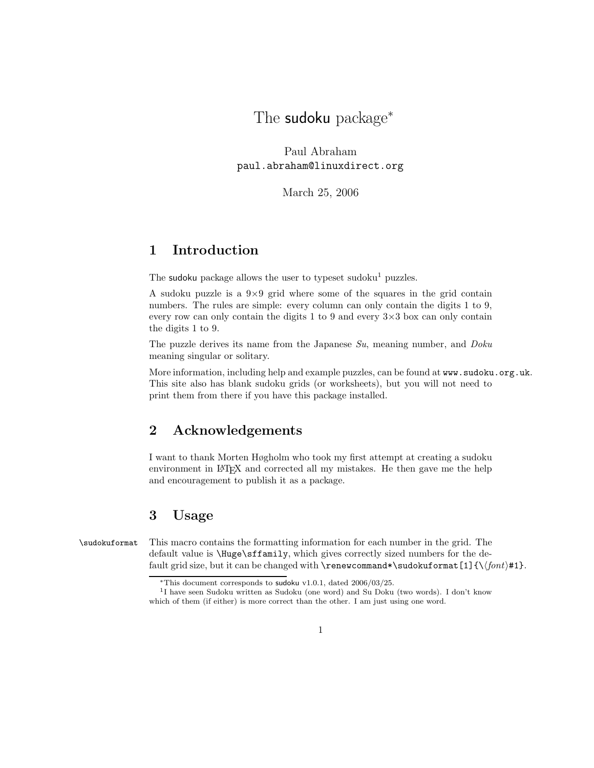# The sudoku package*

Paul Abraham
paul.abraham@linuxdirect.org

March 25, 2006

## 1 Introduction

The sudoku package allows the user to typeset sudoku[1] puzzles.

A sudoku puzzle is a 9×9 grid where some of the squares in the grid contain numbers. The rules are simple: every column can only contain the digits 1 to 9, every row can only contain the digits 1 to 9 and every 3×3 box can only contain the digits 1 to 9.

The puzzle derives its name from the Japanese *Su*, meaning number, and *Doku* meaning singular or solitary.

More information, including help and example puzzles, can be found at `www.sudoku.org.uk`. This site also has blank sudoku grids (or worksheets), but you will not need to print them from there if you have this package installed.

## 2 Acknowledgements

I want to thank Morten Høgholm who took my first attempt at creating a sudoku environment in LaTeX and corrected all my mistakes. He then gave me the help and encouragement to publish it as a package.

## 3 Usage

`\sudokuformat` This macro contains the formatting information for each number in the grid. The default value is `\Huge\sffamily`, which gives correctly sized numbers for the default grid size, but it can be changed with `\renewcommand*\sudokuformat[1]{\⟨font⟩#1}`.

---

*This document corresponds to sudoku v1.0.1, dated 2006/03/25.

[1] I have seen Sudoku written as Sudoku (one word) and Su Doku (two words). I don't know which of them (if either) is more correct than the other. I am just using one word.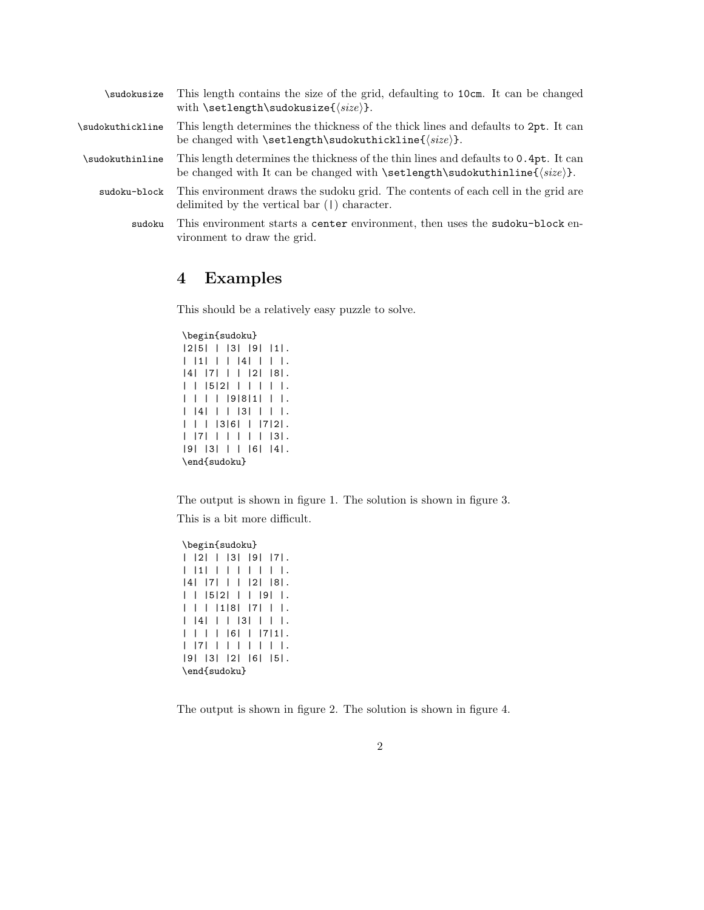`\sudokusize` This length contains the size of the grid, defaulting to `10cm`. It can be changed with `\setlength\sudokusize{⟨size⟩}`.

`\sudokuthickline` This length determines the thickness of the thick lines and defaults to `2pt`. It can be changed with `\setlength\sudokuthickline{⟨size⟩}`.

`\sudokuthinline` This length determines the thickness of the thin lines and defaults to `0.4pt`. It can be changed with It can be changed with `\setlength\sudokuthinline{⟨size⟩}`.

`sudoku-block` This environment draws the sudoku grid. The contents of each cell in the grid are delimited by the vertical bar (|) character.

`sudoku` This environment starts a `center` environment, then uses the `sudoku-block` environment to draw the grid.

## 4 Examples

This should be a relatively easy puzzle to solve.

```
\begin{sudoku}
|2|5| | |3| |9| |1|.
| |1| | | |4| | | |.
|4| |7| | | |2| |8|.
| | |5|2| | | | | |.
| | | | |9|8|1| | |.
| |4| | | |3| | | |.
| | | |3|6| | |7|2|.
| |7| | | | | | |3|.
|9| |3| | | |6| |4|.
\end{sudoku}
```

The output is shown in figure 1. The solution is shown in figure 3.

This is a bit more difficult.

```
\begin{sudoku}
| |2| | |3| |9| |7|.
| |1| | | | | | | |.
|4| |7| | | |2| |8|.
| | |5|2| | | |9| |.
| | | |1|8| |7| | |.
| |4| | | |3| | | |.
| | | | |6| | |7|1|.
| |7| | | | | | | |.
|9| |3| |2| |6| |5|.
\end{sudoku}
```

The output is shown in figure 2. The solution is shown in figure 4.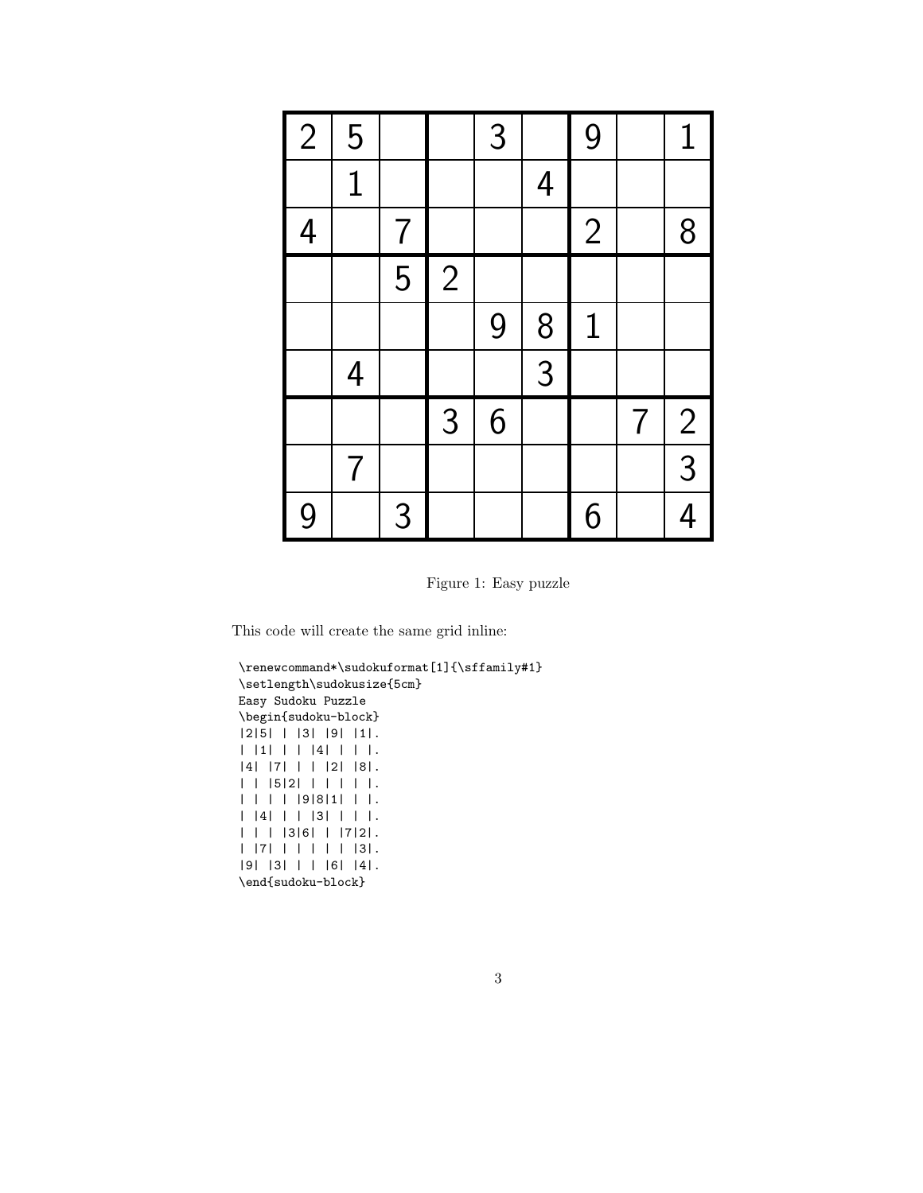| | | | | | | | | |
|---|---|---|---|---|---|---|---|---|
| 2 | 5 | | | 3 | | 9 | | 1 |
| | 1 | | | | 4 | | | |
| 4 | | 7 | | | | 2 | | 8 |
| | | 5 | 2 | | | | | |
| | | | | 9 | 8 | 1 | | |
| | 4 | | | | 3 | | | |
| | | | 3 | 6 | | | 7 | 2 |
| | 7 | | | | | | | 3 |
| 9 | | 3 | | | | 6 | | 4 |

Figure 1: Easy puzzle

This code will create the same grid inline:

```
\renewcommand*\sudokuformat[1]{\sffamily#1}
\setlength\sudokusize{5cm}
Easy Sudoku Puzzle
\begin{sudoku-block}
|2|5| | |3| |9| |1|.
| |1| | | |4| | | |.
|4| |7| | | |2| |8|.
| | |5|2| | | | | |.
| | | | |9|8|1| | |.
| |4| | | |3| | | |.
| | | |3|6| | |7|2|.
| |7| | | | | | |3|.
|9| |3| | | |6| |4|.
\end{sudoku-block}
```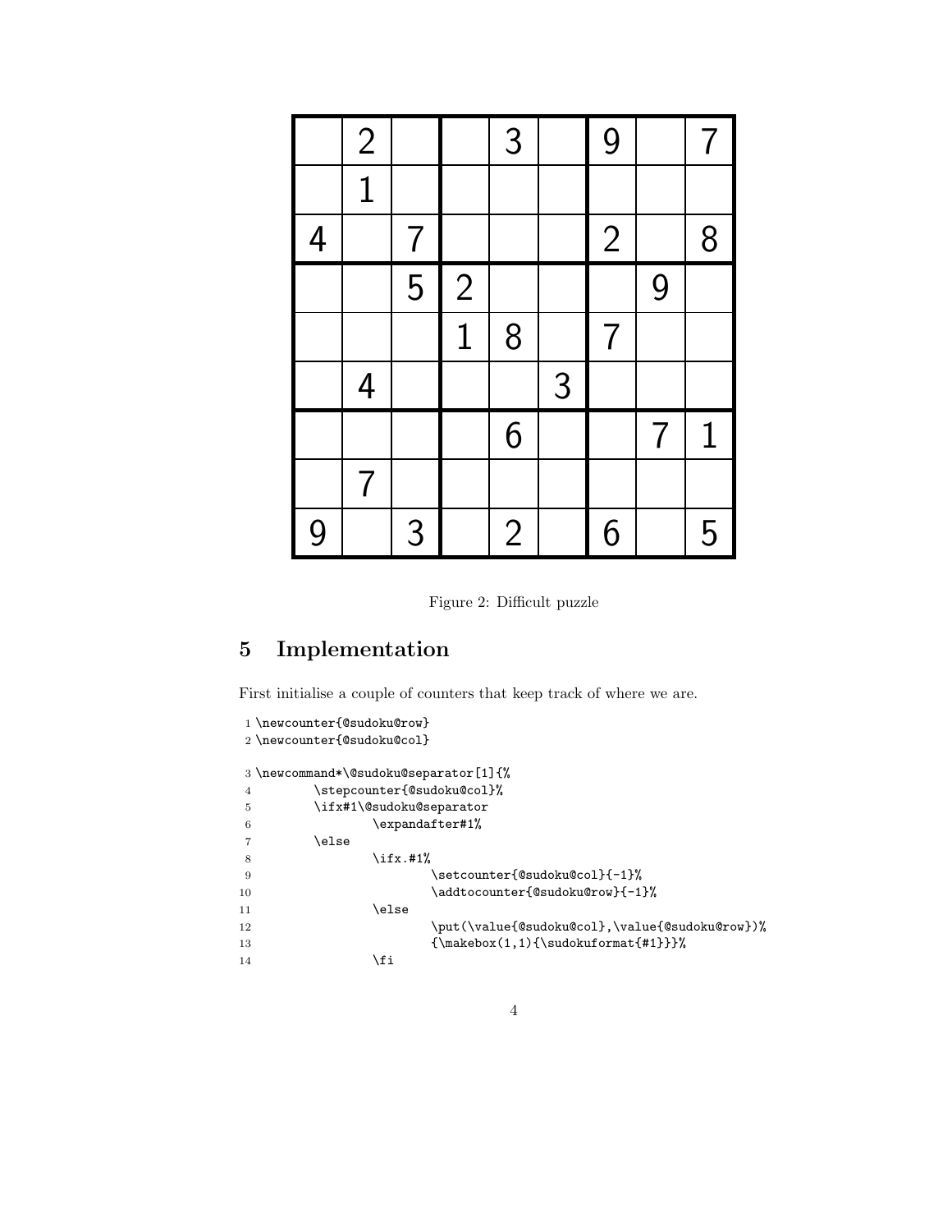| | | | | | | | | |
|---|---|---|---|---|---|---|---|---|
| | 2 | | | 3 | | 9 | | 7 |
| | 1 | | | | | | | |
| 4 | | 7 | | | | 2 | | 8 |
| | | 5 | 2 | | | | 9 | |
| | | | 1 | 8 | | 7 | | |
| | 4 | | | | 3 | | | |
| | | | | 6 | | | 7 | 1 |
| | 7 | | | | | | | |
| 9 | | 3 | | 2 | | 6 | | 5 |

Figure 2: Difficult puzzle

## 5 Implementation

First initialise a couple of counters that keep track of where we are.

```
1 \newcounter{@sudoku@row}
2 \newcounter{@sudoku@col}
```

```
3 \newcommand*\@sudoku@separator[1]{%
4         \stepcounter{@sudoku@col}%
5         \ifx#1\@sudoku@separator
6                 \expandafter#1%
7         \else
8                 \ifx.#1%
9                         \setcounter{@sudoku@col}{-1}%
10                        \addtocounter{@sudoku@row}{-1}%
11                \else
12                        \put(\value{@sudoku@col},\value{@sudoku@row})%
13                        {\makebox(1,1){\sudokuformat{#1}}}%
14                \fi
```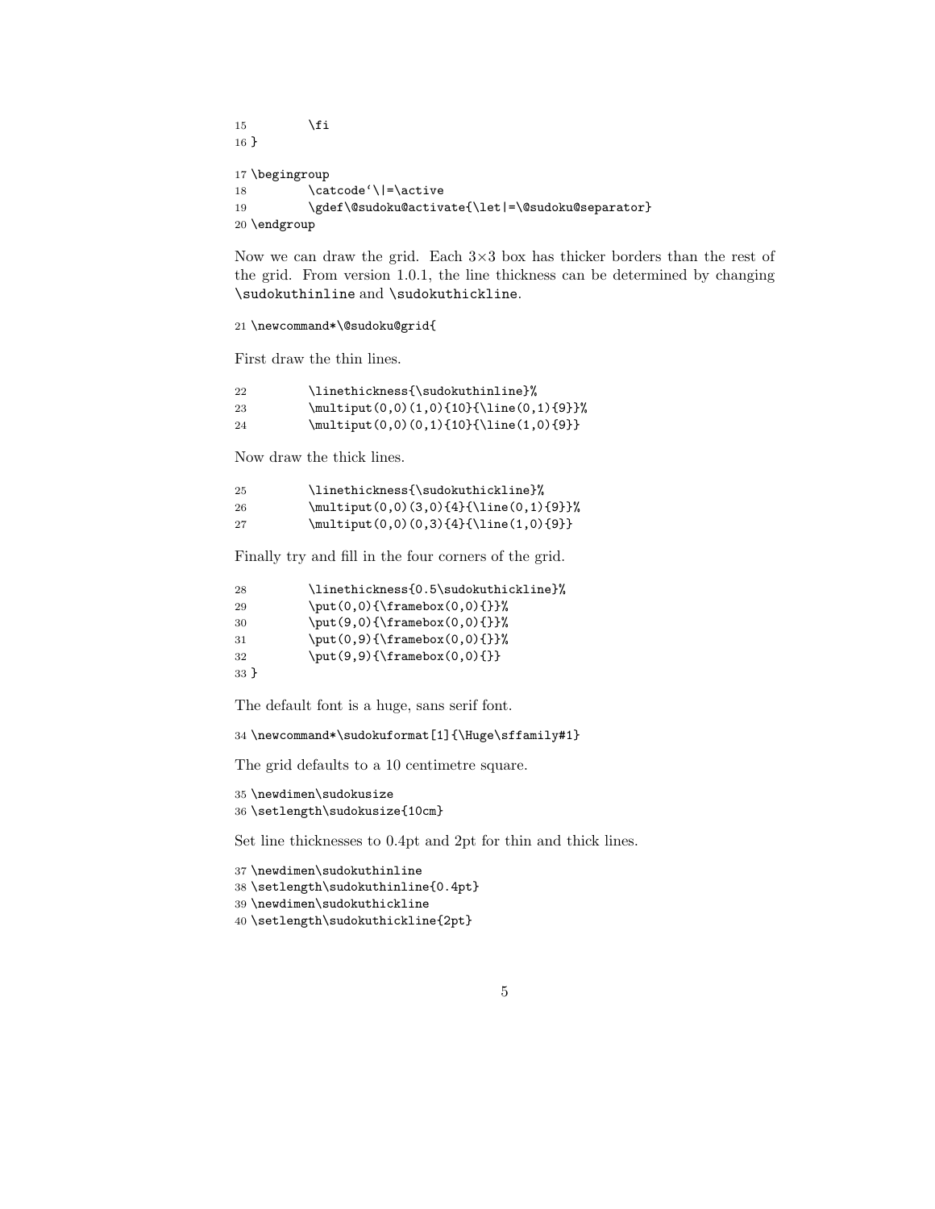```
15         \fi
16 }
```

```
17 \begingroup
18         \catcode`\|=\active
19         \gdef\@sudoku@activate{\let|=\@sudoku@separator}
20 \endgroup
```

Now we can draw the grid. Each 3×3 box has thicker borders than the rest of the grid. From version 1.0.1, the line thickness can be determined by changing `\sudokuthinline` and `\sudokuthickline`.

```
21 \newcommand*\@sudoku@grid{
```

First draw the thin lines.

```
22         \linethickness{\sudokuthinline}%
23         \multiput(0,0)(1,0){10}{\line(0,1){9}}%
24         \multiput(0,0)(0,1){10}{\line(1,0){9}}
```

Now draw the thick lines.

```
25         \linethickness{\sudokuthickline}%
26         \multiput(0,0)(3,0){4}{\line(0,1){9}}%
27         \multiput(0,0)(0,3){4}{\line(1,0){9}}
```

Finally try and fill in the four corners of the grid.

```
28         \linethickness{0.5\sudokuthickline}%
29         \put(0,0){\framebox(0,0){}}%
30         \put(9,0){\framebox(0,0){}}%
31         \put(0,9){\framebox(0,0){}}%
32         \put(9,9){\framebox(0,0){}}
33 }
```

The default font is a huge, sans serif font.

```
34 \newcommand*\sudokuformat[1]{\Huge\sffamily#1}
```

The grid defaults to a 10 centimetre square.

```
35 \newdimen\sudokusize
36 \setlength\sudokusize{10cm}
```

Set line thicknesses to 0.4pt and 2pt for thin and thick lines.

```
37 \newdimen\sudokuthinline
38 \setlength\sudokuthinline{0.4pt}
39 \newdimen\sudokuthickline
40 \setlength\sudokuthickline{2pt}
```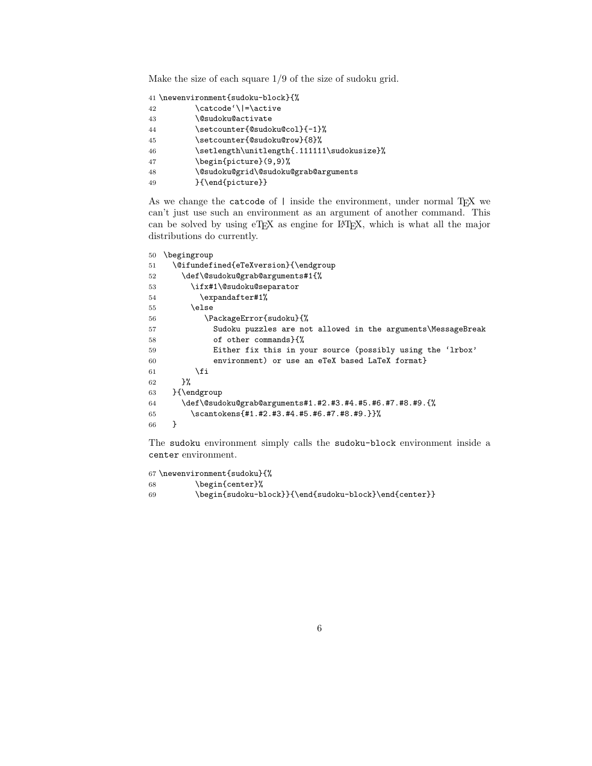Make the size of each square 1/9 of the size of sudoku grid.

```
41 \newenvironment{sudoku-block}{%
42         \catcode`\|=\active
43         \@sudoku@activate
44         \setcounter{@sudoku@col}{-1}%
45         \setcounter{@sudoku@row}{8}%
46         \setlength\unitlength{.111111\sudokusize}%
47         \begin{picture}(9,9)%
48         \@sudoku@grid\@sudoku@grab@arguments
49         }{\end{picture}}
```

As we change the catcode of | inside the environment, under normal TEX we can't just use such an environment as an argument of another command. This can be solved by using eTEX as engine for LATEX, which is what all the major distributions do currently.

```
50  \begingroup
51    \@ifundefined{eTeXversion}{\endgroup
52      \def\@sudoku@grab@arguments#1{%
53        \ifx#1\@sudoku@separator
54          \expandafter#1%
55        \else
56           \PackageError{sudoku}{%
57             Sudoku puzzles are not allowed in the arguments\MessageBreak
58             of other commands}{%
59             Either fix this in your source (possibly using the `lrbox'
60             environment) or use an eTeX based LaTeX format}
61         \fi
62      }%
63    }{\endgroup
64      \def\@sudoku@grab@arguments#1.#2.#3.#4.#5.#6.#7.#8.#9.{%
65        \scantokens{#1.#2.#3.#4.#5.#6.#7.#8.#9.}}%
66    }
```

The sudoku environment simply calls the sudoku-block environment inside a center environment.

```
67 \newenvironment{sudoku}{%
68         \begin{center}%
69         \begin{sudoku-block}}{\end{sudoku-block}\end{center}}
```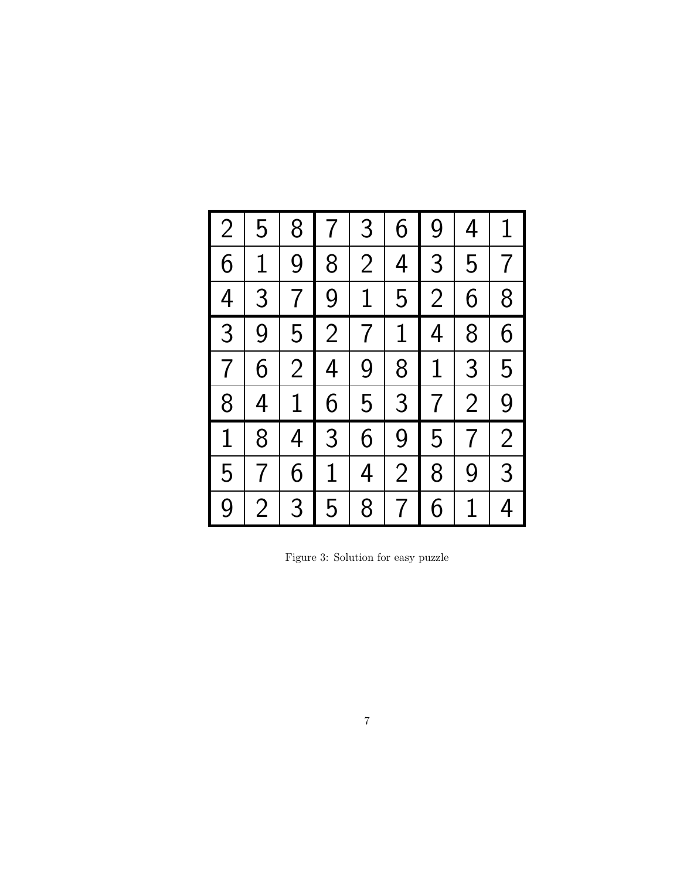| | | | | | | | | |
|---|---|---|---|---|---|---|---|---|
| 2 | 5 | 8 | 7 | 3 | 6 | 9 | 4 | 1 |
| 6 | 1 | 9 | 8 | 2 | 4 | 3 | 5 | 7 |
| 4 | 3 | 7 | 9 | 1 | 5 | 2 | 6 | 8 |
| 3 | 9 | 5 | 2 | 7 | 1 | 4 | 8 | 6 |
| 7 | 6 | 2 | 4 | 9 | 8 | 1 | 3 | 5 |
| 8 | 4 | 1 | 6 | 5 | 3 | 7 | 2 | 9 |
| 1 | 8 | 4 | 3 | 6 | 9 | 5 | 7 | 2 |
| 5 | 7 | 6 | 1 | 4 | 2 | 8 | 9 | 3 |
| 9 | 2 | 3 | 5 | 8 | 7 | 6 | 1 | 4 |

Figure 3: Solution for easy puzzle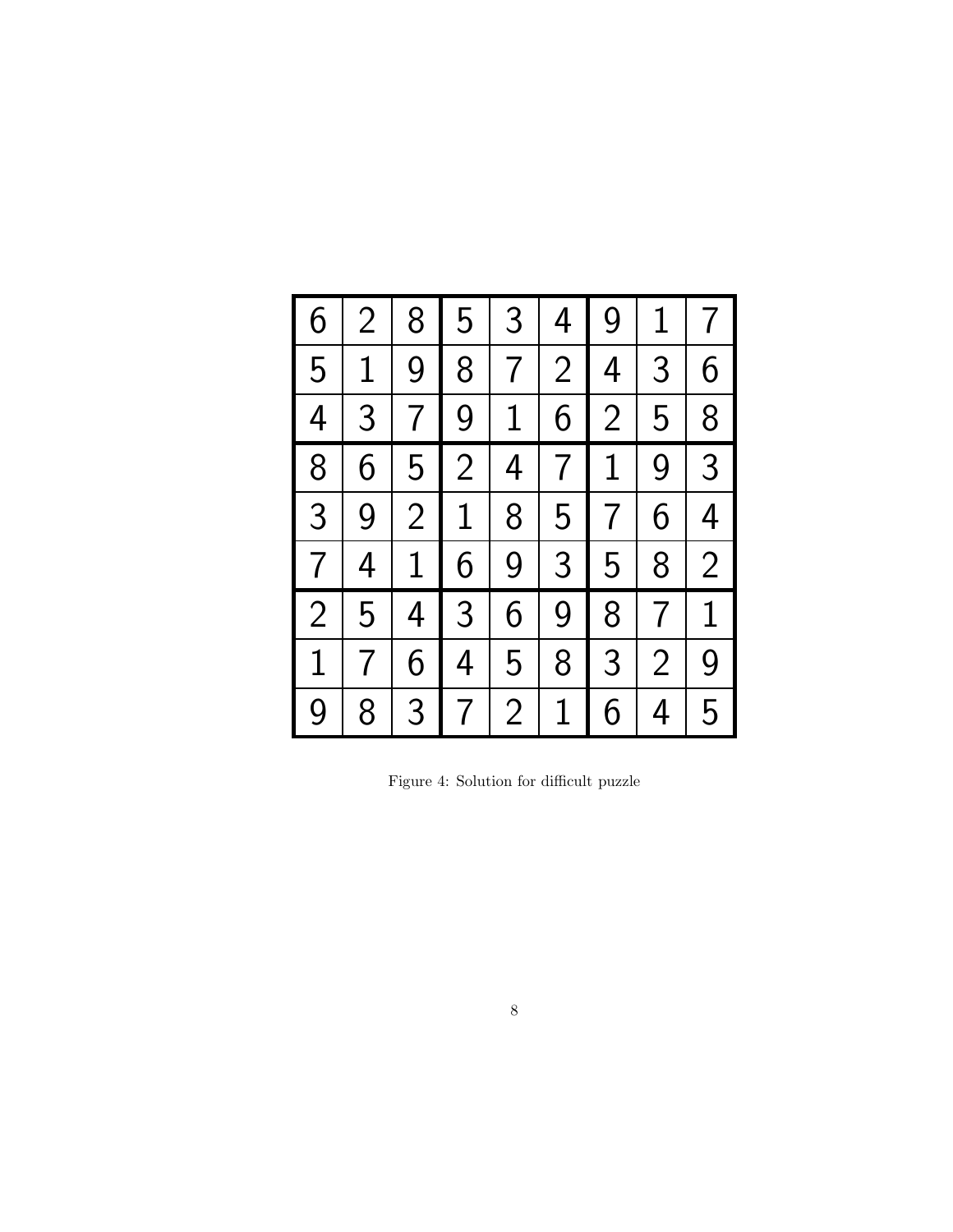| | | | | | | | | |
|---|---|---|---|---|---|---|---|---|
| 6 | 2 | 8 | 5 | 3 | 4 | 9 | 1 | 7 |
| 5 | 1 | 9 | 8 | 7 | 2 | 4 | 3 | 6 |
| 4 | 3 | 7 | 9 | 1 | 6 | 2 | 5 | 8 |
| 8 | 6 | 5 | 2 | 4 | 7 | 1 | 9 | 3 |
| 3 | 9 | 2 | 1 | 8 | 5 | 7 | 6 | 4 |
| 7 | 4 | 1 | 6 | 9 | 3 | 5 | 8 | 2 |
| 2 | 5 | 4 | 3 | 6 | 9 | 8 | 7 | 1 |
| 1 | 7 | 6 | 4 | 5 | 8 | 3 | 2 | 9 |
| 9 | 8 | 3 | 7 | 2 | 1 | 6 | 4 | 5 |

Figure 4: Solution for difficult puzzle